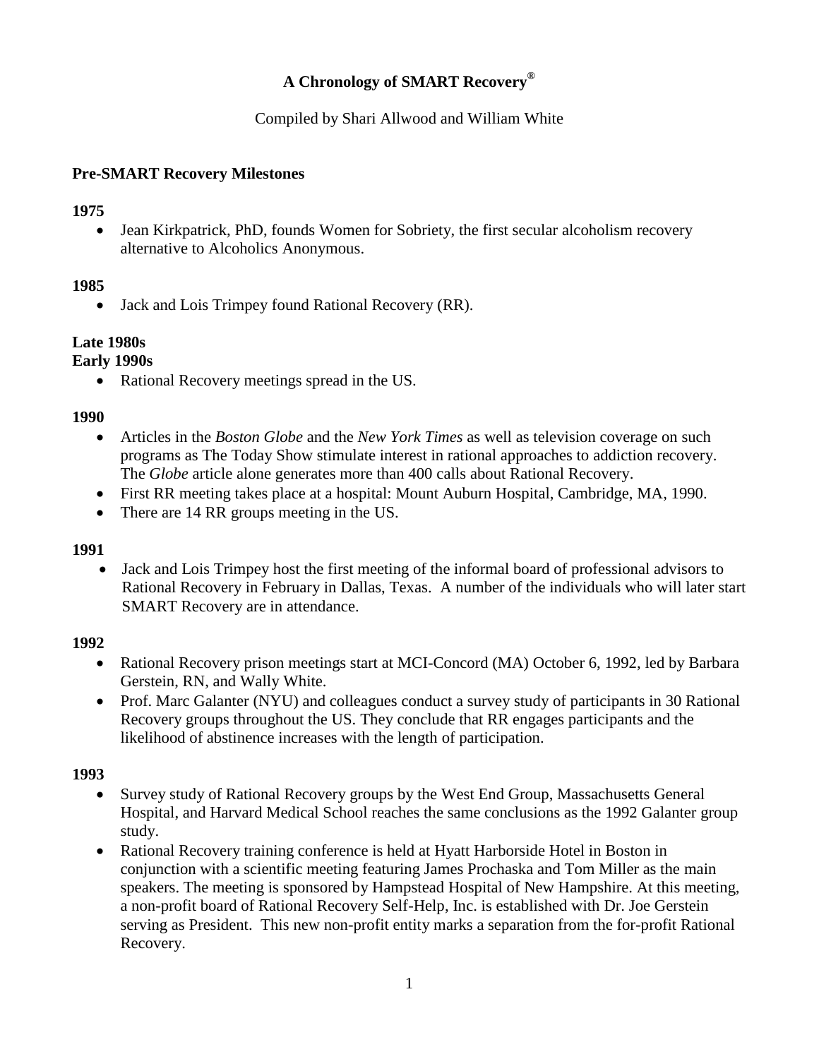# A Chronology of SMART Recovery®

Compiled by Shari Allwood and William White

## Pre-SMART Recovery Milestones

**1975**

- Jean Kirkpatrick, PhD, founds Women for Sobriety, the first secular alcoholism recovery alternative to Alcoholics Anonymous.

**1985**

- Jack and Lois Trimpey found Rational Recovery (RR).

**Late 1980s**
**Early 1990s**

- Rational Recovery meetings spread in the US.

**1990**

- Articles in the *Boston Globe* and the *New York Times* as well as television coverage on such programs as The Today Show stimulate interest in rational approaches to addiction recovery. The *Globe* article alone generates more than 400 calls about Rational Recovery.
- First RR meeting takes place at a hospital: Mount Auburn Hospital, Cambridge, MA, 1990.
- There are 14 RR groups meeting in the US.

**1991**

- Jack and Lois Trimpey host the first meeting of the informal board of professional advisors to Rational Recovery in February in Dallas, Texas. A number of the individuals who will later start SMART Recovery are in attendance.

**1992**

- Rational Recovery prison meetings start at MCI-Concord (MA) October 6, 1992, led by Barbara Gerstein, RN, and Wally White.
- Prof. Marc Galanter (NYU) and colleagues conduct a survey study of participants in 30 Rational Recovery groups throughout the US. They conclude that RR engages participants and the likelihood of abstinence increases with the length of participation.

**1993**

- Survey study of Rational Recovery groups by the West End Group, Massachusetts General Hospital, and Harvard Medical School reaches the same conclusions as the 1992 Galanter group study.
- Rational Recovery training conference is held at Hyatt Harborside Hotel in Boston in conjunction with a scientific meeting featuring James Prochaska and Tom Miller as the main speakers. The meeting is sponsored by Hampstead Hospital of New Hampshire. At this meeting, a non-profit board of Rational Recovery Self-Help, Inc. is established with Dr. Joe Gerstein serving as President. This new non-profit entity marks a separation from the for-profit Rational Recovery.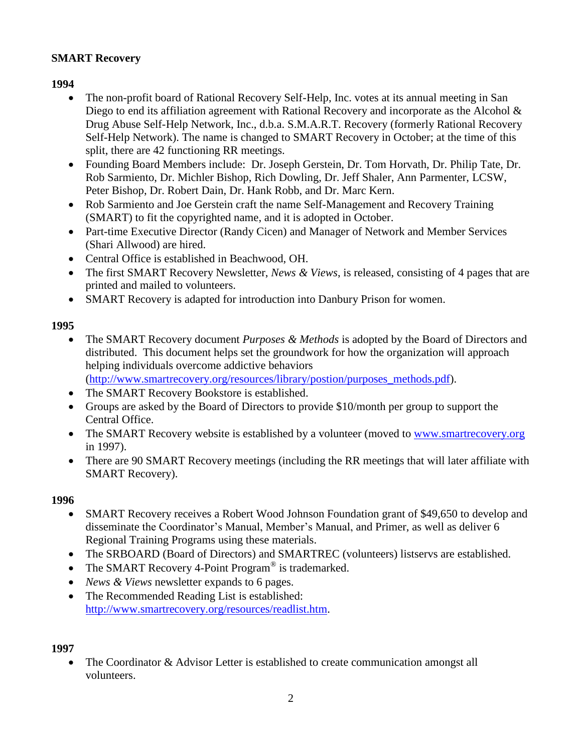**SMART Recovery**

**1994**

- The non-profit board of Rational Recovery Self-Help, Inc. votes at its annual meeting in San Diego to end its affiliation agreement with Rational Recovery and incorporate as the Alcohol & Drug Abuse Self-Help Network, Inc., d.b.a. S.M.A.R.T. Recovery (formerly Rational Recovery Self-Help Network). The name is changed to SMART Recovery in October; at the time of this split, there are 42 functioning RR meetings.
- Founding Board Members include: Dr. Joseph Gerstein, Dr. Tom Horvath, Dr. Philip Tate, Dr. Rob Sarmiento, Dr. Michler Bishop, Rich Dowling, Dr. Jeff Shaler, Ann Parmenter, LCSW, Peter Bishop, Dr. Robert Dain, Dr. Hank Robb, and Dr. Marc Kern.
- Rob Sarmiento and Joe Gerstein craft the name Self-Management and Recovery Training (SMART) to fit the copyrighted name, and it is adopted in October.
- Part-time Executive Director (Randy Cicen) and Manager of Network and Member Services (Shari Allwood) are hired.
- Central Office is established in Beachwood, OH.
- The first SMART Recovery Newsletter, *News & Views*, is released, consisting of 4 pages that are printed and mailed to volunteers.
- SMART Recovery is adapted for introduction into Danbury Prison for women.

**1995**

- The SMART Recovery document *Purposes & Methods* is adopted by the Board of Directors and distributed. This document helps set the groundwork for how the organization will approach helping individuals overcome addictive behaviors (http://www.smartrecovery.org/resources/library/postion/purposes_methods.pdf).
- The SMART Recovery Bookstore is established.
- Groups are asked by the Board of Directors to provide $10/month per group to support the Central Office.
- The SMART Recovery website is established by a volunteer (moved to www.smartrecovery.org in 1997).
- There are 90 SMART Recovery meetings (including the RR meetings that will later affiliate with SMART Recovery).

**1996**

- SMART Recovery receives a Robert Wood Johnson Foundation grant of $49,650 to develop and disseminate the Coordinator's Manual, Member's Manual, and Primer, as well as deliver 6 Regional Training Programs using these materials.
- The SRBOARD (Board of Directors) and SMARTREC (volunteers) listservs are established.
- The SMART Recovery 4-Point Program® is trademarked.
- *News & Views* newsletter expands to 6 pages.
- The Recommended Reading List is established: http://www.smartrecovery.org/resources/readlist.htm.

**1997**

- The Coordinator & Advisor Letter is established to create communication amongst all volunteers.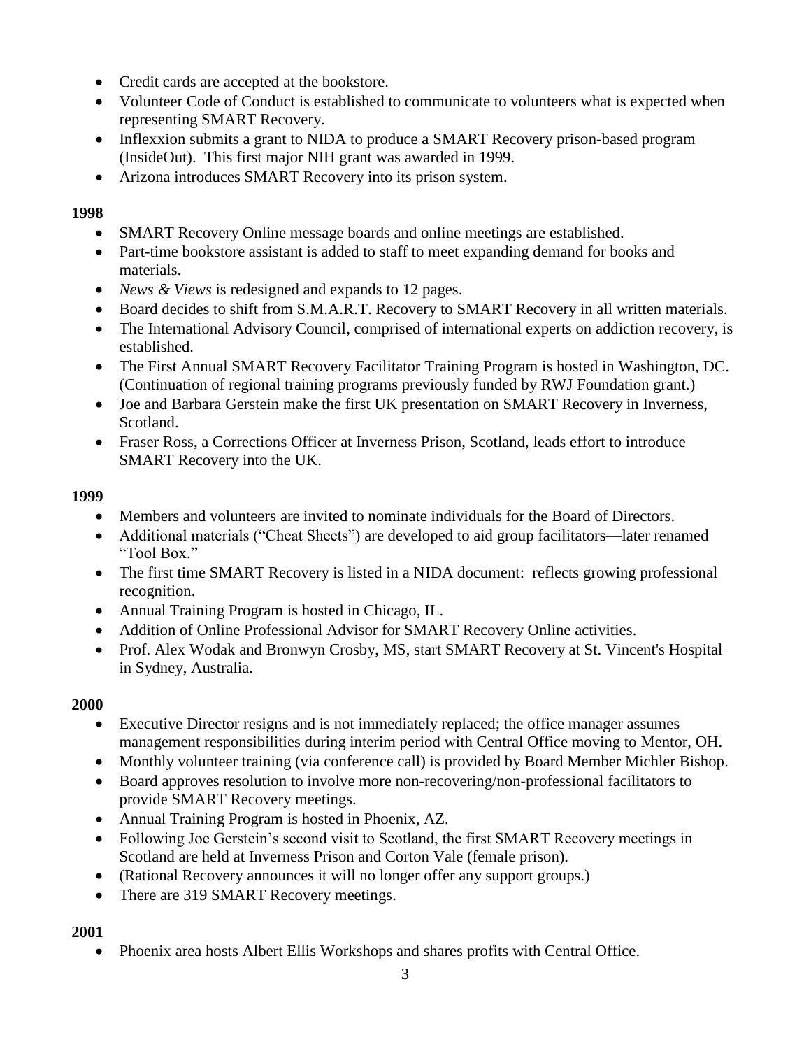- Credit cards are accepted at the bookstore.
- Volunteer Code of Conduct is established to communicate to volunteers what is expected when representing SMART Recovery.
- Inflexxion submits a grant to NIDA to produce a SMART Recovery prison-based program (InsideOut). This first major NIH grant was awarded in 1999.
- Arizona introduces SMART Recovery into its prison system.

**1998**

- SMART Recovery Online message boards and online meetings are established.
- Part-time bookstore assistant is added to staff to meet expanding demand for books and materials.
- *News & Views* is redesigned and expands to 12 pages.
- Board decides to shift from S.M.A.R.T. Recovery to SMART Recovery in all written materials.
- The International Advisory Council, comprised of international experts on addiction recovery, is established.
- The First Annual SMART Recovery Facilitator Training Program is hosted in Washington, DC. (Continuation of regional training programs previously funded by RWJ Foundation grant.)
- Joe and Barbara Gerstein make the first UK presentation on SMART Recovery in Inverness, Scotland.
- Fraser Ross, a Corrections Officer at Inverness Prison, Scotland, leads effort to introduce SMART Recovery into the UK.

**1999**

- Members and volunteers are invited to nominate individuals for the Board of Directors.
- Additional materials ("Cheat Sheets") are developed to aid group facilitators—later renamed "Tool Box."
- The first time SMART Recovery is listed in a NIDA document: reflects growing professional recognition.
- Annual Training Program is hosted in Chicago, IL.
- Addition of Online Professional Advisor for SMART Recovery Online activities.
- Prof. Alex Wodak and Bronwyn Crosby, MS, start SMART Recovery at St. Vincent's Hospital in Sydney, Australia.

**2000**

- Executive Director resigns and is not immediately replaced; the office manager assumes management responsibilities during interim period with Central Office moving to Mentor, OH.
- Monthly volunteer training (via conference call) is provided by Board Member Michler Bishop.
- Board approves resolution to involve more non-recovering/non-professional facilitators to provide SMART Recovery meetings.
- Annual Training Program is hosted in Phoenix, AZ.
- Following Joe Gerstein's second visit to Scotland, the first SMART Recovery meetings in Scotland are held at Inverness Prison and Corton Vale (female prison).
- (Rational Recovery announces it will no longer offer any support groups.)
- There are 319 SMART Recovery meetings.

**2001**

- Phoenix area hosts Albert Ellis Workshops and shares profits with Central Office.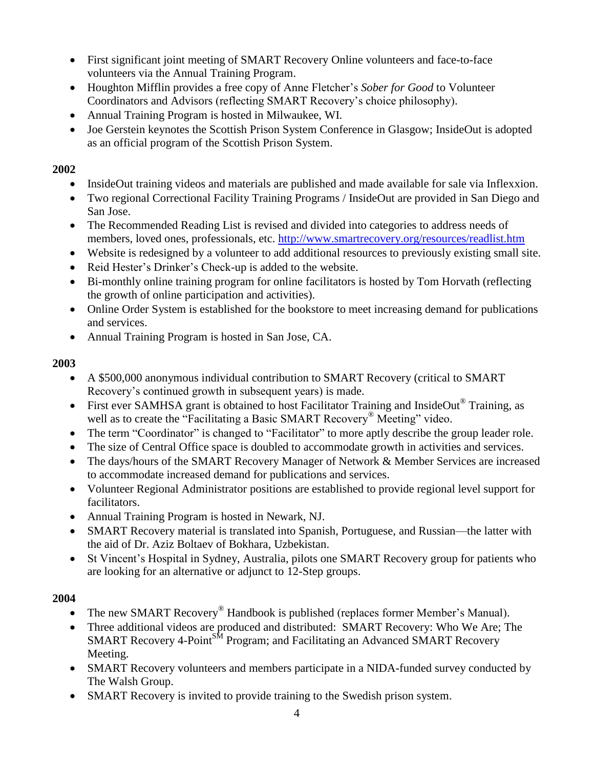- First significant joint meeting of SMART Recovery Online volunteers and face-to-face volunteers via the Annual Training Program.
- Houghton Mifflin provides a free copy of Anne Fletcher's *Sober for Good* to Volunteer Coordinators and Advisors (reflecting SMART Recovery's choice philosophy).
- Annual Training Program is hosted in Milwaukee, WI.
- Joe Gerstein keynotes the Scottish Prison System Conference in Glasgow; InsideOut is adopted as an official program of the Scottish Prison System.

**2002**

- InsideOut training videos and materials are published and made available for sale via Inflexxion.
- Two regional Correctional Facility Training Programs / InsideOut are provided in San Diego and San Jose.
- The Recommended Reading List is revised and divided into categories to address needs of members, loved ones, professionals, etc. http://www.smartrecovery.org/resources/readlist.htm
- Website is redesigned by a volunteer to add additional resources to previously existing small site.
- Reid Hester's Drinker's Check-up is added to the website.
- Bi-monthly online training program for online facilitators is hosted by Tom Horvath (reflecting the growth of online participation and activities).
- Online Order System is established for the bookstore to meet increasing demand for publications and services.
- Annual Training Program is hosted in San Jose, CA.

**2003**

- A $500,000 anonymous individual contribution to SMART Recovery (critical to SMART Recovery's continued growth in subsequent years) is made.
- First ever SAMHSA grant is obtained to host Facilitator Training and InsideOut® Training, as well as to create the "Facilitating a Basic SMART Recovery® Meeting" video.
- The term "Coordinator" is changed to "Facilitator" to more aptly describe the group leader role.
- The size of Central Office space is doubled to accommodate growth in activities and services.
- The days/hours of the SMART Recovery Manager of Network & Member Services are increased to accommodate increased demand for publications and services.
- Volunteer Regional Administrator positions are established to provide regional level support for facilitators.
- Annual Training Program is hosted in Newark, NJ.
- SMART Recovery material is translated into Spanish, Portuguese, and Russian—the latter with the aid of Dr. Aziz Boltaev of Bokhara, Uzbekistan.
- St Vincent's Hospital in Sydney, Australia, pilots one SMART Recovery group for patients who are looking for an alternative or adjunct to 12-Step groups.

**2004**

- The new SMART Recovery® Handbook is published (replaces former Member's Manual).
- Three additional videos are produced and distributed: SMART Recovery: Who We Are; The SMART Recovery 4-Point℠ Program; and Facilitating an Advanced SMART Recovery Meeting.
- SMART Recovery volunteers and members participate in a NIDA-funded survey conducted by The Walsh Group.
- SMART Recovery is invited to provide training to the Swedish prison system.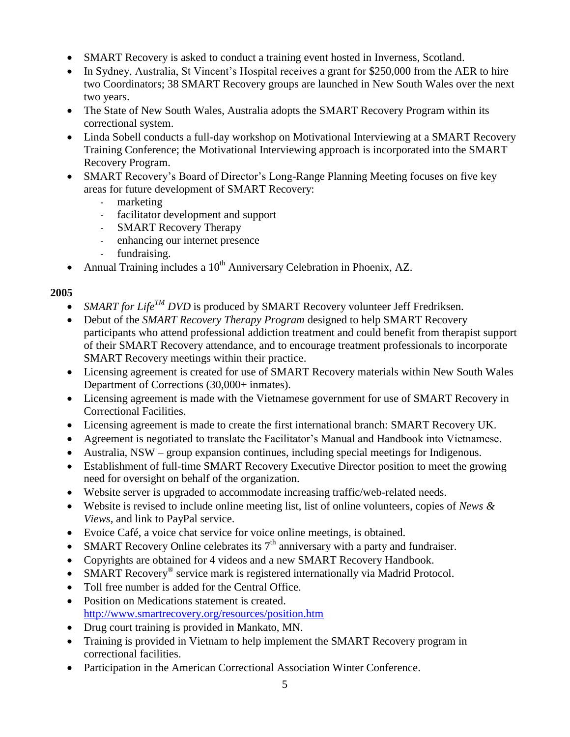- SMART Recovery is asked to conduct a training event hosted in Inverness, Scotland.
- In Sydney, Australia, St Vincent's Hospital receives a grant for $250,000 from the AER to hire two Coordinators; 38 SMART Recovery groups are launched in New South Wales over the next two years.
- The State of New South Wales, Australia adopts the SMART Recovery Program within its correctional system.
- Linda Sobell conducts a full-day workshop on Motivational Interviewing at a SMART Recovery Training Conference; the Motivational Interviewing approach is incorporated into the SMART Recovery Program.
- SMART Recovery's Board of Director's Long-Range Planning Meeting focuses on five key areas for future development of SMART Recovery:
  - marketing
  - facilitator development and support
  - SMART Recovery Therapy
  - enhancing our internet presence
  - fundraising.
- Annual Training includes a 10th Anniversary Celebration in Phoenix, AZ.

**2005**

- *SMART for Life™ DVD* is produced by SMART Recovery volunteer Jeff Fredriksen.
- Debut of the *SMART Recovery Therapy Program* designed to help SMART Recovery participants who attend professional addiction treatment and could benefit from therapist support of their SMART Recovery attendance, and to encourage treatment professionals to incorporate SMART Recovery meetings within their practice.
- Licensing agreement is created for use of SMART Recovery materials within New South Wales Department of Corrections (30,000+ inmates).
- Licensing agreement is made with the Vietnamese government for use of SMART Recovery in Correctional Facilities.
- Licensing agreement is made to create the first international branch: SMART Recovery UK.
- Agreement is negotiated to translate the Facilitator's Manual and Handbook into Vietnamese.
- Australia, NSW – group expansion continues, including special meetings for Indigenous.
- Establishment of full-time SMART Recovery Executive Director position to meet the growing need for oversight on behalf of the organization.
- Website server is upgraded to accommodate increasing traffic/web-related needs.
- Website is revised to include online meeting list, list of online volunteers, copies of *News & Views*, and link to PayPal service.
- Evoice Café, a voice chat service for voice online meetings, is obtained.
- SMART Recovery Online celebrates its 7th anniversary with a party and fundraiser.
- Copyrights are obtained for 4 videos and a new SMART Recovery Handbook.
- SMART Recovery® service mark is registered internationally via Madrid Protocol.
- Toll free number is added for the Central Office.
- Position on Medications statement is created. http://www.smartrecovery.org/resources/position.htm
- Drug court training is provided in Mankato, MN.
- Training is provided in Vietnam to help implement the SMART Recovery program in correctional facilities.
- Participation in the American Correctional Association Winter Conference.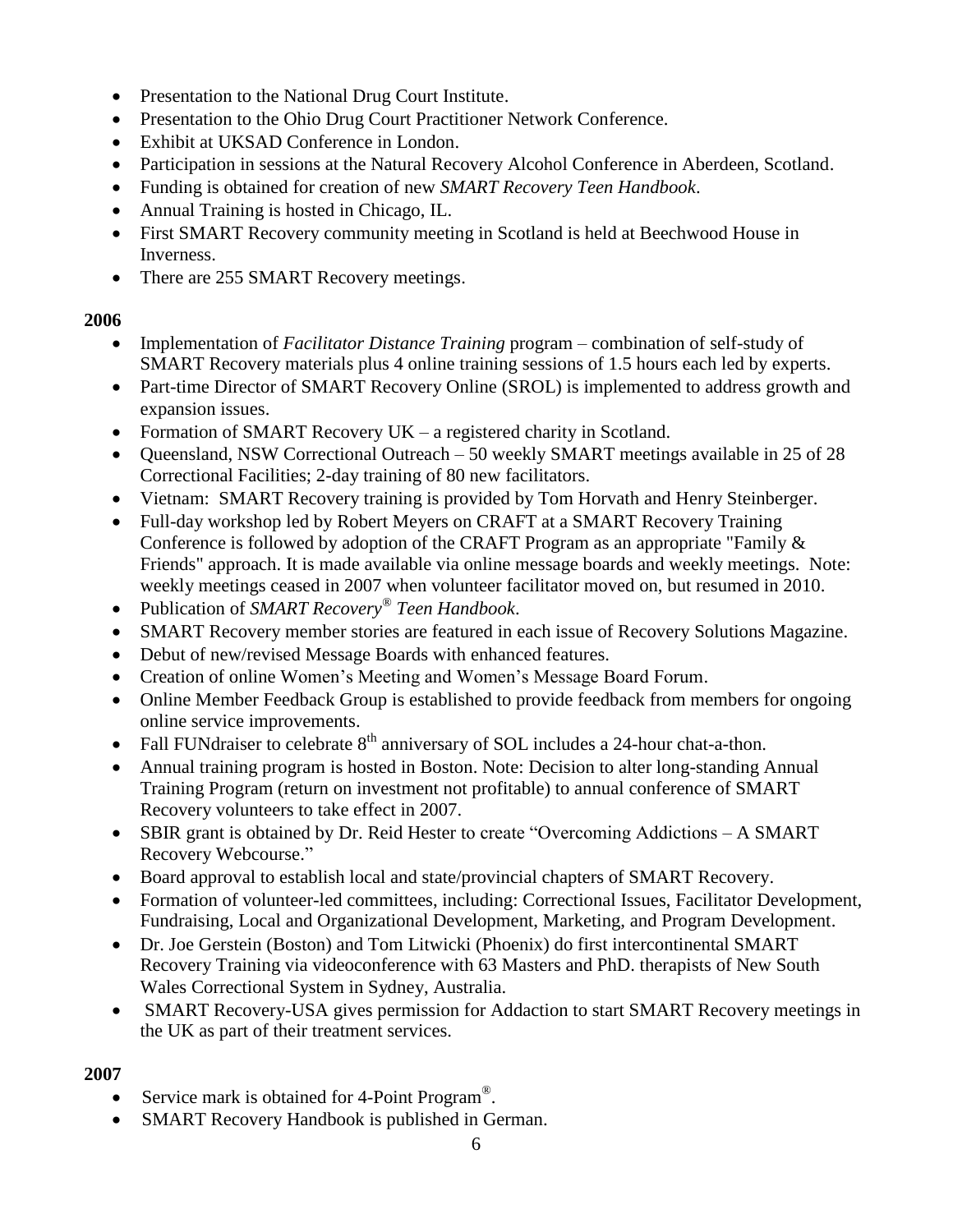- Presentation to the National Drug Court Institute.
- Presentation to the Ohio Drug Court Practitioner Network Conference.
- Exhibit at UKSAD Conference in London.
- Participation in sessions at the Natural Recovery Alcohol Conference in Aberdeen, Scotland.
- Funding is obtained for creation of new *SMART Recovery Teen Handbook*.
- Annual Training is hosted in Chicago, IL.
- First SMART Recovery community meeting in Scotland is held at Beechwood House in Inverness.
- There are 255 SMART Recovery meetings.

**2006**

- Implementation of *Facilitator Distance Training* program – combination of self-study of SMART Recovery materials plus 4 online training sessions of 1.5 hours each led by experts.
- Part-time Director of SMART Recovery Online (SROL) is implemented to address growth and expansion issues.
- Formation of SMART Recovery UK – a registered charity in Scotland.
- Queensland, NSW Correctional Outreach – 50 weekly SMART meetings available in 25 of 28 Correctional Facilities; 2-day training of 80 new facilitators.
- Vietnam: SMART Recovery training is provided by Tom Horvath and Henry Steinberger.
- Full-day workshop led by Robert Meyers on CRAFT at a SMART Recovery Training Conference is followed by adoption of the CRAFT Program as an appropriate "Family & Friends" approach. It is made available via online message boards and weekly meetings. Note: weekly meetings ceased in 2007 when volunteer facilitator moved on, but resumed in 2010.
- Publication of *SMART Recovery® Teen Handbook*.
- SMART Recovery member stories are featured in each issue of Recovery Solutions Magazine.
- Debut of new/revised Message Boards with enhanced features.
- Creation of online Women's Meeting and Women's Message Board Forum.
- Online Member Feedback Group is established to provide feedback from members for ongoing online service improvements.
- Fall FUNdraiser to celebrate 8th anniversary of SOL includes a 24-hour chat-a-thon.
- Annual training program is hosted in Boston. Note: Decision to alter long-standing Annual Training Program (return on investment not profitable) to annual conference of SMART Recovery volunteers to take effect in 2007.
- SBIR grant is obtained by Dr. Reid Hester to create "Overcoming Addictions – A SMART Recovery Webcourse."
- Board approval to establish local and state/provincial chapters of SMART Recovery.
- Formation of volunteer-led committees, including: Correctional Issues, Facilitator Development, Fundraising, Local and Organizational Development, Marketing, and Program Development.
- Dr. Joe Gerstein (Boston) and Tom Litwicki (Phoenix) do first intercontinental SMART Recovery Training via videoconference with 63 Masters and PhD. therapists of New South Wales Correctional System in Sydney, Australia.
- SMART Recovery-USA gives permission for Addaction to start SMART Recovery meetings in the UK as part of their treatment services.

**2007**

- Service mark is obtained for 4-Point Program®.
- SMART Recovery Handbook is published in German.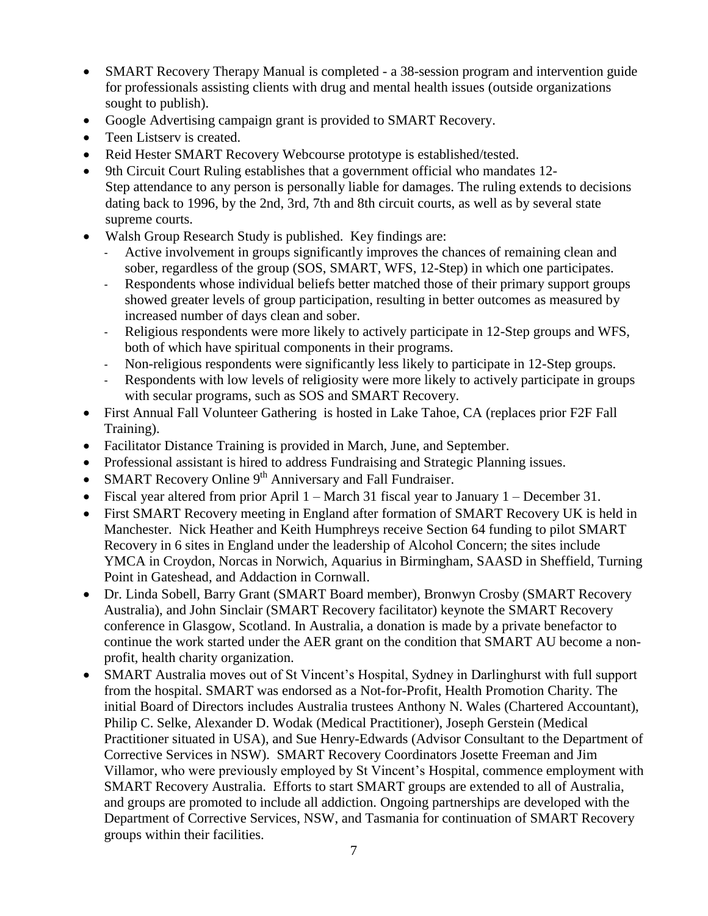- SMART Recovery Therapy Manual is completed - a 38-session program and intervention guide for professionals assisting clients with drug and mental health issues (outside organizations sought to publish).
- Google Advertising campaign grant is provided to SMART Recovery.
- Teen Listserv is created.
- Reid Hester SMART Recovery Webcourse prototype is established/tested.
- 9th Circuit Court Ruling establishes that a government official who mandates 12-Step attendance to any person is personally liable for damages. The ruling extends to decisions dating back to 1996, by the 2nd, 3rd, 7th and 8th circuit courts, as well as by several state supreme courts.
- Walsh Group Research Study is published. Key findings are:
  - Active involvement in groups significantly improves the chances of remaining clean and sober, regardless of the group (SOS, SMART, WFS, 12-Step) in which one participates.
  - Respondents whose individual beliefs better matched those of their primary support groups showed greater levels of group participation, resulting in better outcomes as measured by increased number of days clean and sober.
  - Religious respondents were more likely to actively participate in 12-Step groups and WFS, both of which have spiritual components in their programs.
  - Non-religious respondents were significantly less likely to participate in 12-Step groups.
  - Respondents with low levels of religiosity were more likely to actively participate in groups with secular programs, such as SOS and SMART Recovery.
- First Annual Fall Volunteer Gathering is hosted in Lake Tahoe, CA (replaces prior F2F Fall Training).
- Facilitator Distance Training is provided in March, June, and September.
- Professional assistant is hired to address Fundraising and Strategic Planning issues.
- SMART Recovery Online 9th Anniversary and Fall Fundraiser.
- Fiscal year altered from prior April 1 – March 31 fiscal year to January 1 – December 31.
- First SMART Recovery meeting in England after formation of SMART Recovery UK is held in Manchester. Nick Heather and Keith Humphreys receive Section 64 funding to pilot SMART Recovery in 6 sites in England under the leadership of Alcohol Concern; the sites include YMCA in Croydon, Norcas in Norwich, Aquarius in Birmingham, SAASD in Sheffield, Turning Point in Gateshead, and Addaction in Cornwall.
- Dr. Linda Sobell, Barry Grant (SMART Board member), Bronwyn Crosby (SMART Recovery Australia), and John Sinclair (SMART Recovery facilitator) keynote the SMART Recovery conference in Glasgow, Scotland. In Australia, a donation is made by a private benefactor to continue the work started under the AER grant on the condition that SMART AU become a non-profit, health charity organization.
- SMART Australia moves out of St Vincent's Hospital, Sydney in Darlinghurst with full support from the hospital. SMART was endorsed as a Not-for-Profit, Health Promotion Charity. The initial Board of Directors includes Australia trustees Anthony N. Wales (Chartered Accountant), Philip C. Selke, Alexander D. Wodak (Medical Practitioner), Joseph Gerstein (Medical Practitioner situated in USA), and Sue Henry-Edwards (Advisor Consultant to the Department of Corrective Services in NSW). SMART Recovery Coordinators Josette Freeman and Jim Villamor, who were previously employed by St Vincent's Hospital, commence employment with SMART Recovery Australia. Efforts to start SMART groups are extended to all of Australia, and groups are promoted to include all addiction. Ongoing partnerships are developed with the Department of Corrective Services, NSW, and Tasmania for continuation of SMART Recovery groups within their facilities.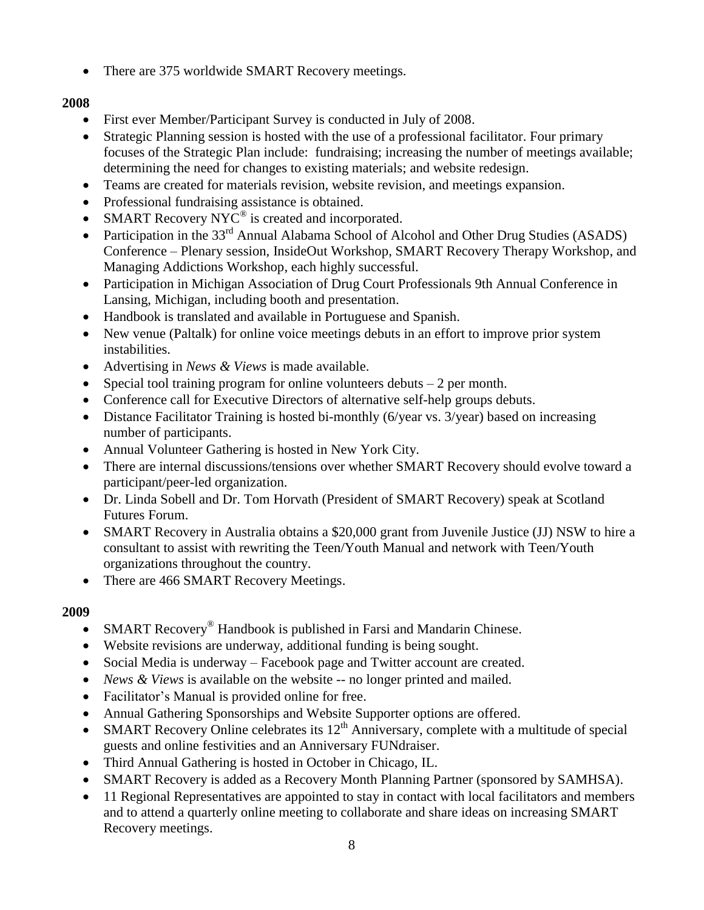- There are 375 worldwide SMART Recovery meetings.

**2008**

- First ever Member/Participant Survey is conducted in July of 2008.
- Strategic Planning session is hosted with the use of a professional facilitator. Four primary focuses of the Strategic Plan include: fundraising; increasing the number of meetings available; determining the need for changes to existing materials; and website redesign.
- Teams are created for materials revision, website revision, and meetings expansion.
- Professional fundraising assistance is obtained.
- SMART Recovery NYC® is created and incorporated.
- Participation in the 33rd Annual Alabama School of Alcohol and Other Drug Studies (ASADS) Conference – Plenary session, InsideOut Workshop, SMART Recovery Therapy Workshop, and Managing Addictions Workshop, each highly successful.
- Participation in Michigan Association of Drug Court Professionals 9th Annual Conference in Lansing, Michigan, including booth and presentation.
- Handbook is translated and available in Portuguese and Spanish.
- New venue (Paltalk) for online voice meetings debuts in an effort to improve prior system instabilities.
- Advertising in *News & Views* is made available.
- Special tool training program for online volunteers debuts – 2 per month.
- Conference call for Executive Directors of alternative self-help groups debuts.
- Distance Facilitator Training is hosted bi-monthly (6/year vs. 3/year) based on increasing number of participants.
- Annual Volunteer Gathering is hosted in New York City.
- There are internal discussions/tensions over whether SMART Recovery should evolve toward a participant/peer-led organization.
- Dr. Linda Sobell and Dr. Tom Horvath (President of SMART Recovery) speak at Scotland Futures Forum.
- SMART Recovery in Australia obtains a $20,000 grant from Juvenile Justice (JJ) NSW to hire a consultant to assist with rewriting the Teen/Youth Manual and network with Teen/Youth organizations throughout the country.
- There are 466 SMART Recovery Meetings.

**2009**

- SMART Recovery® Handbook is published in Farsi and Mandarin Chinese.
- Website revisions are underway, additional funding is being sought.
- Social Media is underway – Facebook page and Twitter account are created.
- *News & Views* is available on the website -- no longer printed and mailed.
- Facilitator's Manual is provided online for free.
- Annual Gathering Sponsorships and Website Supporter options are offered.
- SMART Recovery Online celebrates its 12th Anniversary, complete with a multitude of special guests and online festivities and an Anniversary FUNdraiser.
- Third Annual Gathering is hosted in October in Chicago, IL.
- SMART Recovery is added as a Recovery Month Planning Partner (sponsored by SAMHSA).
- 11 Regional Representatives are appointed to stay in contact with local facilitators and members and to attend a quarterly online meeting to collaborate and share ideas on increasing SMART Recovery meetings.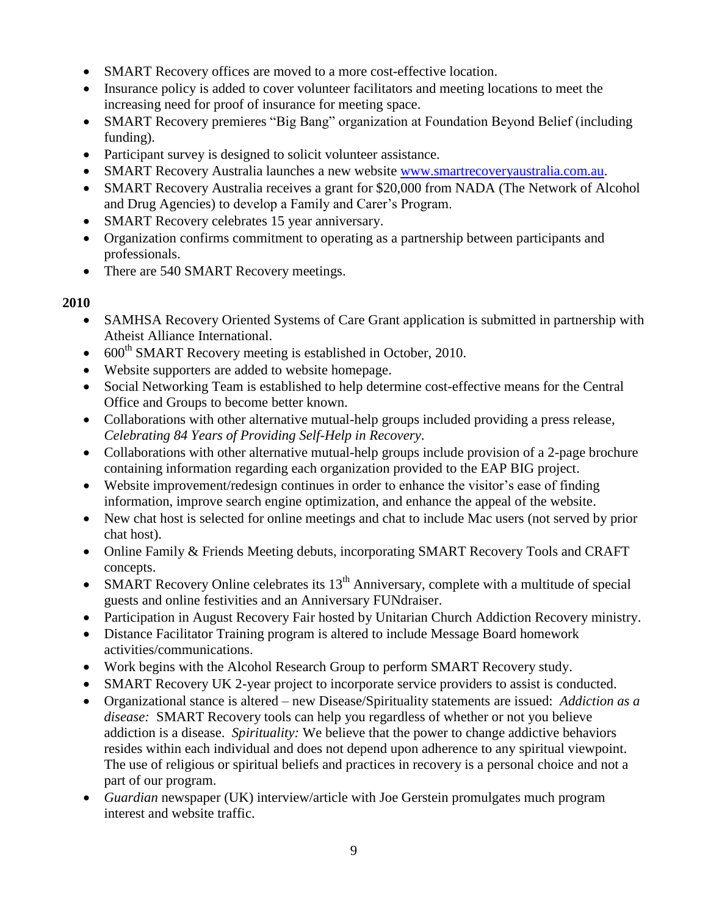- SMART Recovery offices are moved to a more cost-effective location.
- Insurance policy is added to cover volunteer facilitators and meeting locations to meet the increasing need for proof of insurance for meeting space.
- SMART Recovery premieres "Big Bang" organization at Foundation Beyond Belief (including funding).
- Participant survey is designed to solicit volunteer assistance.
- SMART Recovery Australia launches a new website www.smartrecoveryaustralia.com.au.
- SMART Recovery Australia receives a grant for $20,000 from NADA (The Network of Alcohol and Drug Agencies) to develop a Family and Carer's Program.
- SMART Recovery celebrates 15 year anniversary.
- Organization confirms commitment to operating as a partnership between participants and professionals.
- There are 540 SMART Recovery meetings.

**2010**

- SAMHSA Recovery Oriented Systems of Care Grant application is submitted in partnership with Atheist Alliance International.
- 600th SMART Recovery meeting is established in October, 2010.
- Website supporters are added to website homepage.
- Social Networking Team is established to help determine cost-effective means for the Central Office and Groups to become better known.
- Collaborations with other alternative mutual-help groups included providing a press release, *Celebrating 84 Years of Providing Self-Help in Recovery*.
- Collaborations with other alternative mutual-help groups include provision of a 2-page brochure containing information regarding each organization provided to the EAP BIG project.
- Website improvement/redesign continues in order to enhance the visitor's ease of finding information, improve search engine optimization, and enhance the appeal of the website.
- New chat host is selected for online meetings and chat to include Mac users (not served by prior chat host).
- Online Family & Friends Meeting debuts, incorporating SMART Recovery Tools and CRAFT concepts.
- SMART Recovery Online celebrates its 13th Anniversary, complete with a multitude of special guests and online festivities and an Anniversary FUNdraiser.
- Participation in August Recovery Fair hosted by Unitarian Church Addiction Recovery ministry.
- Distance Facilitator Training program is altered to include Message Board homework activities/communications.
- Work begins with the Alcohol Research Group to perform SMART Recovery study.
- SMART Recovery UK 2-year project to incorporate service providers to assist is conducted.
- Organizational stance is altered – new Disease/Spirituality statements are issued: *Addiction as a disease:* SMART Recovery tools can help you regardless of whether or not you believe addiction is a disease. *Spirituality:* We believe that the power to change addictive behaviors resides within each individual and does not depend upon adherence to any spiritual viewpoint. The use of religious or spiritual beliefs and practices in recovery is a personal choice and not a part of our program.
- *Guardian* newspaper (UK) interview/article with Joe Gerstein promulgates much program interest and website traffic.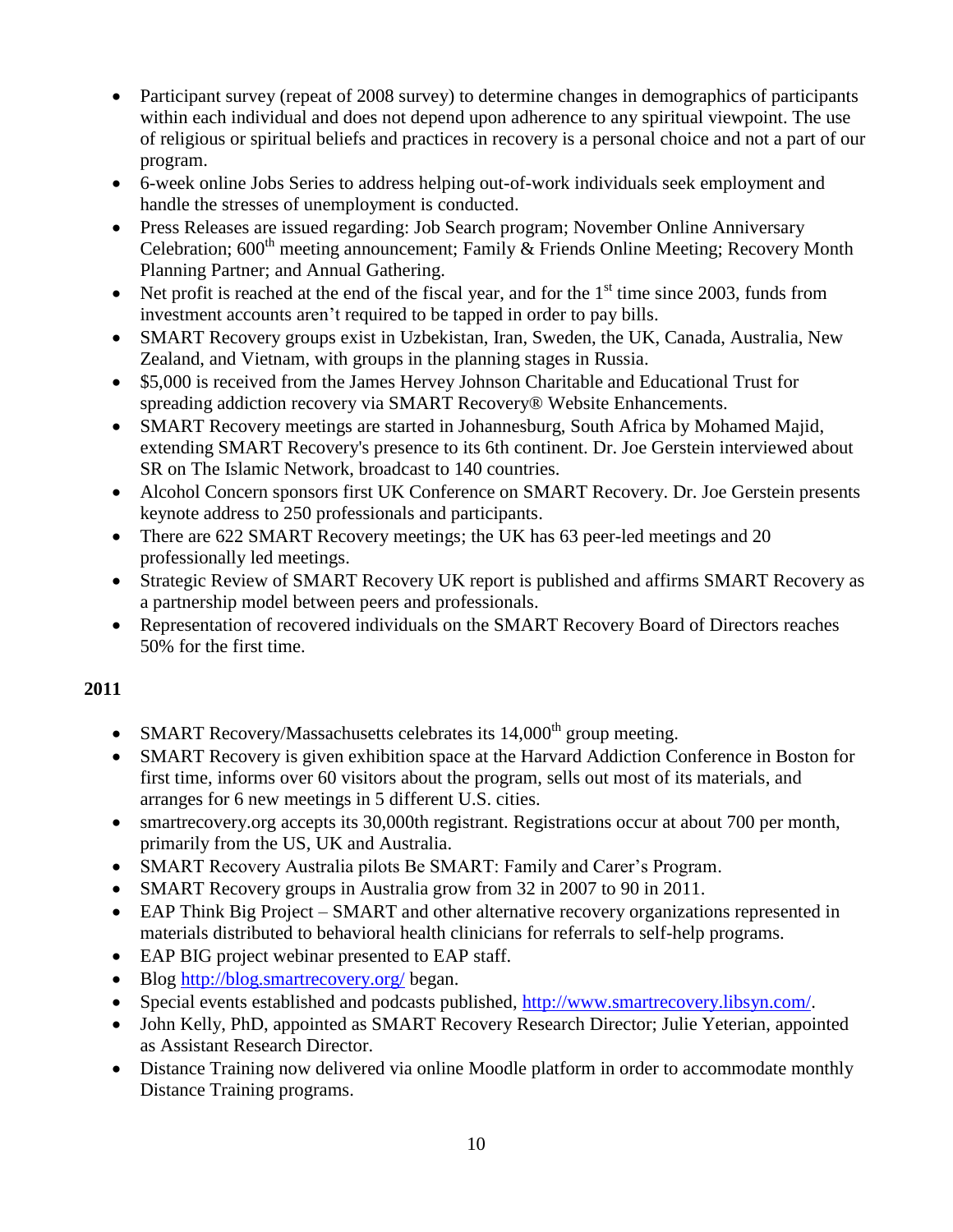- Participant survey (repeat of 2008 survey) to determine changes in demographics of participants within each individual and does not depend upon adherence to any spiritual viewpoint. The use of religious or spiritual beliefs and practices in recovery is a personal choice and not a part of our program.
- 6-week online Jobs Series to address helping out-of-work individuals seek employment and handle the stresses of unemployment is conducted.
- Press Releases are issued regarding: Job Search program; November Online Anniversary Celebration; 600th meeting announcement; Family & Friends Online Meeting; Recovery Month Planning Partner; and Annual Gathering.
- Net profit is reached at the end of the fiscal year, and for the 1st time since 2003, funds from investment accounts aren't required to be tapped in order to pay bills.
- SMART Recovery groups exist in Uzbekistan, Iran, Sweden, the UK, Canada, Australia, New Zealand, and Vietnam, with groups in the planning stages in Russia.
- $5,000 is received from the James Hervey Johnson Charitable and Educational Trust for spreading addiction recovery via SMART Recovery® Website Enhancements.
- SMART Recovery meetings are started in Johannesburg, South Africa by Mohamed Majid, extending SMART Recovery's presence to its 6th continent. Dr. Joe Gerstein interviewed about SR on The Islamic Network, broadcast to 140 countries.
- Alcohol Concern sponsors first UK Conference on SMART Recovery. Dr. Joe Gerstein presents keynote address to 250 professionals and participants.
- There are 622 SMART Recovery meetings; the UK has 63 peer-led meetings and 20 professionally led meetings.
- Strategic Review of SMART Recovery UK report is published and affirms SMART Recovery as a partnership model between peers and professionals.
- Representation of recovered individuals on the SMART Recovery Board of Directors reaches 50% for the first time.

**2011**

- SMART Recovery/Massachusetts celebrates its 14,000th group meeting.
- SMART Recovery is given exhibition space at the Harvard Addiction Conference in Boston for first time, informs over 60 visitors about the program, sells out most of its materials, and arranges for 6 new meetings in 5 different U.S. cities.
- smartrecovery.org accepts its 30,000th registrant. Registrations occur at about 700 per month, primarily from the US, UK and Australia.
- SMART Recovery Australia pilots Be SMART: Family and Carer's Program.
- SMART Recovery groups in Australia grow from 32 in 2007 to 90 in 2011.
- EAP Think Big Project – SMART and other alternative recovery organizations represented in materials distributed to behavioral health clinicians for referrals to self-help programs.
- EAP BIG project webinar presented to EAP staff.
- Blog http://blog.smartrecovery.org/ began.
- Special events established and podcasts published, http://www.smartrecovery.libsyn.com/.
- John Kelly, PhD, appointed as SMART Recovery Research Director; Julie Yeterian, appointed as Assistant Research Director.
- Distance Training now delivered via online Moodle platform in order to accommodate monthly Distance Training programs.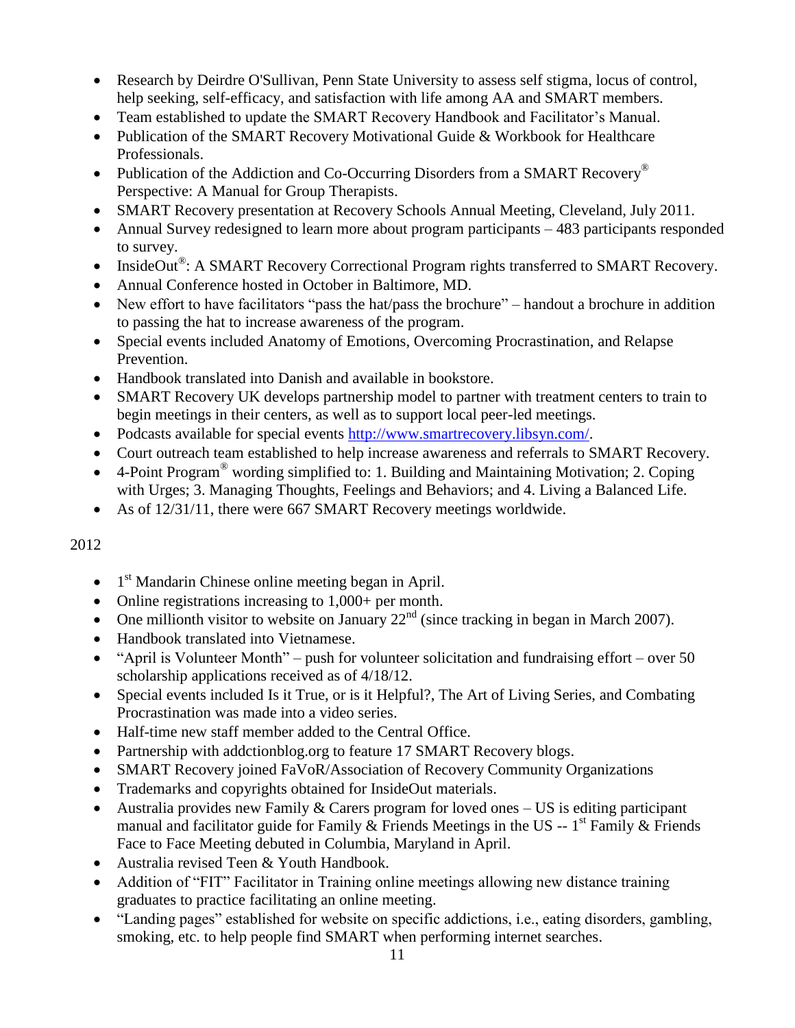- Research by Deirdre O'Sullivan, Penn State University to assess self stigma, locus of control, help seeking, self-efficacy, and satisfaction with life among AA and SMART members.
- Team established to update the SMART Recovery Handbook and Facilitator's Manual.
- Publication of the SMART Recovery Motivational Guide & Workbook for Healthcare Professionals.
- Publication of the Addiction and Co-Occurring Disorders from a SMART Recovery® Perspective: A Manual for Group Therapists.
- SMART Recovery presentation at Recovery Schools Annual Meeting, Cleveland, July 2011.
- Annual Survey redesigned to learn more about program participants – 483 participants responded to survey.
- InsideOut®: A SMART Recovery Correctional Program rights transferred to SMART Recovery.
- Annual Conference hosted in October in Baltimore, MD.
- New effort to have facilitators "pass the hat/pass the brochure" – handout a brochure in addition to passing the hat to increase awareness of the program.
- Special events included Anatomy of Emotions, Overcoming Procrastination, and Relapse Prevention.
- Handbook translated into Danish and available in bookstore.
- SMART Recovery UK develops partnership model to partner with treatment centers to train to begin meetings in their centers, as well as to support local peer-led meetings.
- Podcasts available for special events http://www.smartrecovery.libsyn.com/.
- Court outreach team established to help increase awareness and referrals to SMART Recovery.
- 4-Point Program® wording simplified to: 1. Building and Maintaining Motivation; 2. Coping with Urges; 3. Managing Thoughts, Feelings and Behaviors; and 4. Living a Balanced Life.
- As of 12/31/11, there were 667 SMART Recovery meetings worldwide.

2012

- 1st Mandarin Chinese online meeting began in April.
- Online registrations increasing to 1,000+ per month.
- One millionth visitor to website on January 22nd (since tracking in began in March 2007).
- Handbook translated into Vietnamese.
- "April is Volunteer Month" – push for volunteer solicitation and fundraising effort – over 50 scholarship applications received as of 4/18/12.
- Special events included Is it True, or is it Helpful?, The Art of Living Series, and Combating Procrastination was made into a video series.
- Half-time new staff member added to the Central Office.
- Partnership with addctionblog.org to feature 17 SMART Recovery blogs.
- SMART Recovery joined FaVoR/Association of Recovery Community Organizations
- Trademarks and copyrights obtained for InsideOut materials.
- Australia provides new Family & Carers program for loved ones – US is editing participant manual and facilitator guide for Family & Friends Meetings in the US -- 1st Family & Friends Face to Face Meeting debuted in Columbia, Maryland in April.
- Australia revised Teen & Youth Handbook.
- Addition of "FIT" Facilitator in Training online meetings allowing new distance training graduates to practice facilitating an online meeting.
- "Landing pages" established for website on specific addictions, i.e., eating disorders, gambling, smoking, etc. to help people find SMART when performing internet searches.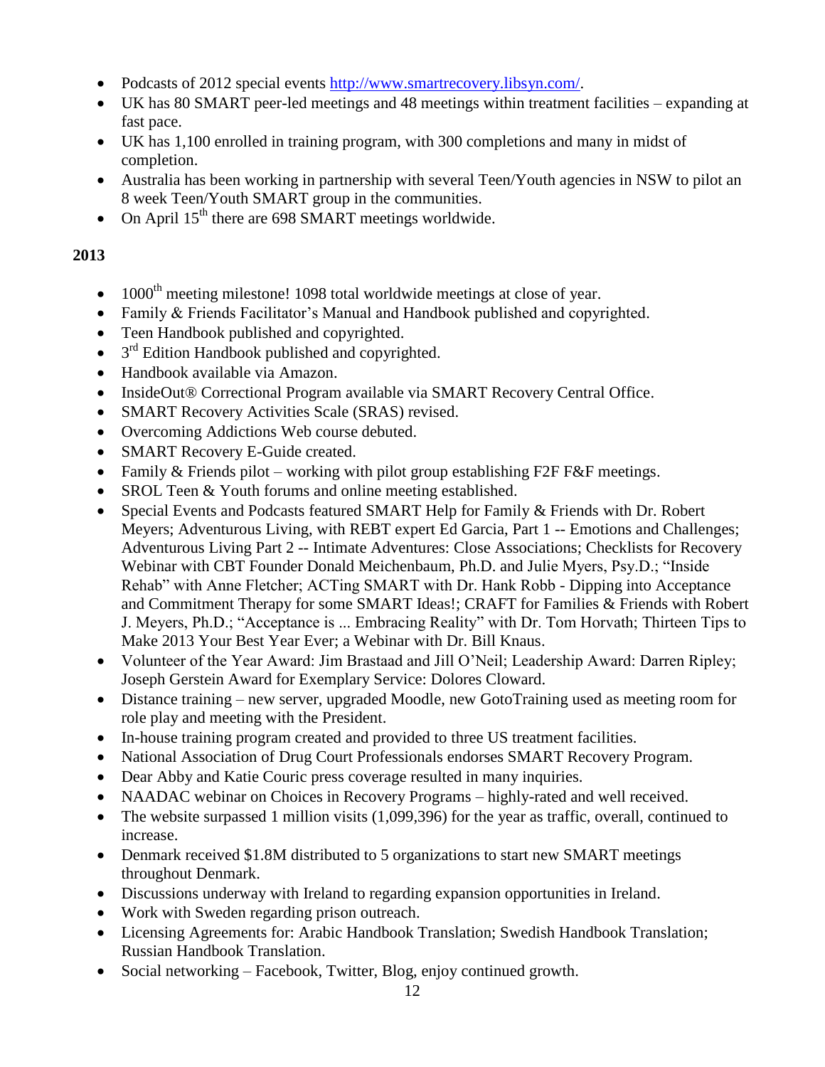- Podcasts of 2012 special events http://www.smartrecovery.libsyn.com/.
- UK has 80 SMART peer-led meetings and 48 meetings within treatment facilities – expanding at fast pace.
- UK has 1,100 enrolled in training program, with 300 completions and many in midst of completion.
- Australia has been working in partnership with several Teen/Youth agencies in NSW to pilot an 8 week Teen/Youth SMART group in the communities.
- On April 15th there are 698 SMART meetings worldwide.

**2013**

- 1000th meeting milestone! 1098 total worldwide meetings at close of year.
- Family & Friends Facilitator's Manual and Handbook published and copyrighted.
- Teen Handbook published and copyrighted.
- 3rd Edition Handbook published and copyrighted.
- Handbook available via Amazon.
- InsideOut® Correctional Program available via SMART Recovery Central Office.
- SMART Recovery Activities Scale (SRAS) revised.
- Overcoming Addictions Web course debuted.
- SMART Recovery E-Guide created.
- Family & Friends pilot – working with pilot group establishing F2F F&F meetings.
- SROL Teen & Youth forums and online meeting established.
- Special Events and Podcasts featured SMART Help for Family & Friends with Dr. Robert Meyers; Adventurous Living, with REBT expert Ed Garcia, Part 1 -- Emotions and Challenges; Adventurous Living Part 2 -- Intimate Adventures: Close Associations; Checklists for Recovery Webinar with CBT Founder Donald Meichenbaum, Ph.D. and Julie Myers, Psy.D.; "Inside Rehab" with Anne Fletcher; ACTing SMART with Dr. Hank Robb - Dipping into Acceptance and Commitment Therapy for some SMART Ideas!; CRAFT for Families & Friends with Robert J. Meyers, Ph.D.; "Acceptance is ... Embracing Reality" with Dr. Tom Horvath; Thirteen Tips to Make 2013 Your Best Year Ever; a Webinar with Dr. Bill Knaus.
- Volunteer of the Year Award: Jim Brastaad and Jill O'Neil; Leadership Award: Darren Ripley; Joseph Gerstein Award for Exemplary Service: Dolores Cloward.
- Distance training – new server, upgraded Moodle, new GotoTraining used as meeting room for role play and meeting with the President.
- In-house training program created and provided to three US treatment facilities.
- National Association of Drug Court Professionals endorses SMART Recovery Program.
- Dear Abby and Katie Couric press coverage resulted in many inquiries.
- NAADAC webinar on Choices in Recovery Programs – highly-rated and well received.
- The website surpassed 1 million visits (1,099,396) for the year as traffic, overall, continued to increase.
- Denmark received $1.8M distributed to 5 organizations to start new SMART meetings throughout Denmark.
- Discussions underway with Ireland to regarding expansion opportunities in Ireland.
- Work with Sweden regarding prison outreach.
- Licensing Agreements for: Arabic Handbook Translation; Swedish Handbook Translation; Russian Handbook Translation.
- Social networking – Facebook, Twitter, Blog, enjoy continued growth.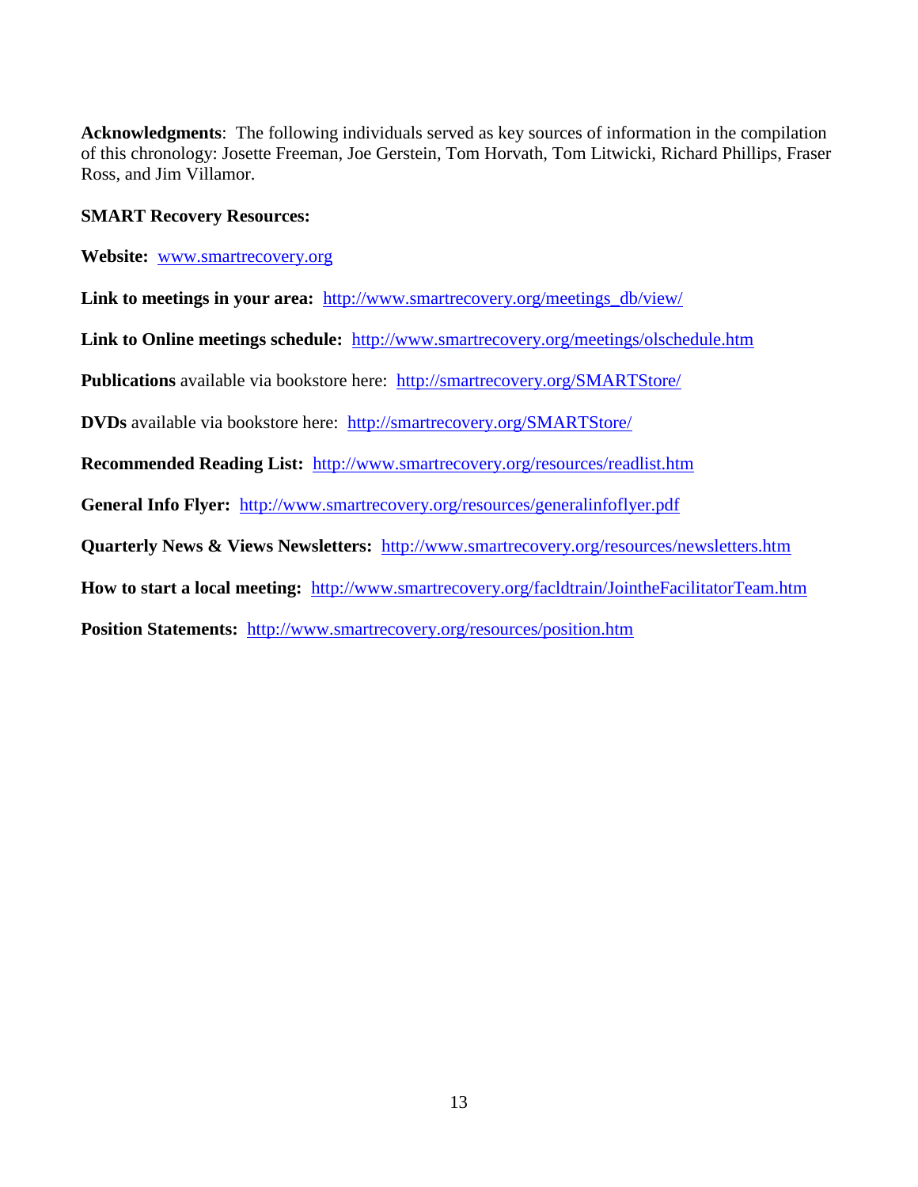**Acknowledgments**: The following individuals served as key sources of information in the compilation of this chronology: Josette Freeman, Joe Gerstein, Tom Horvath, Tom Litwicki, Richard Phillips, Fraser Ross, and Jim Villamor.

**SMART Recovery Resources:**

**Website:** www.smartrecovery.org

**Link to meetings in your area:** http://www.smartrecovery.org/meetings_db/view/

**Link to Online meetings schedule:** http://www.smartrecovery.org/meetings/olschedule.htm

**Publications** available via bookstore here: http://smartrecovery.org/SMARTStore/

**DVDs** available via bookstore here: http://smartrecovery.org/SMARTStore/

**Recommended Reading List:** http://www.smartrecovery.org/resources/readlist.htm

**General Info Flyer:** http://www.smartrecovery.org/resources/generalinfoflyer.pdf

**Quarterly News & Views Newsletters:** http://www.smartrecovery.org/resources/newsletters.htm

**How to start a local meeting:** http://www.smartrecovery.org/facldtrain/JointheFacilitatorTeam.htm

**Position Statements:** http://www.smartrecovery.org/resources/position.htm